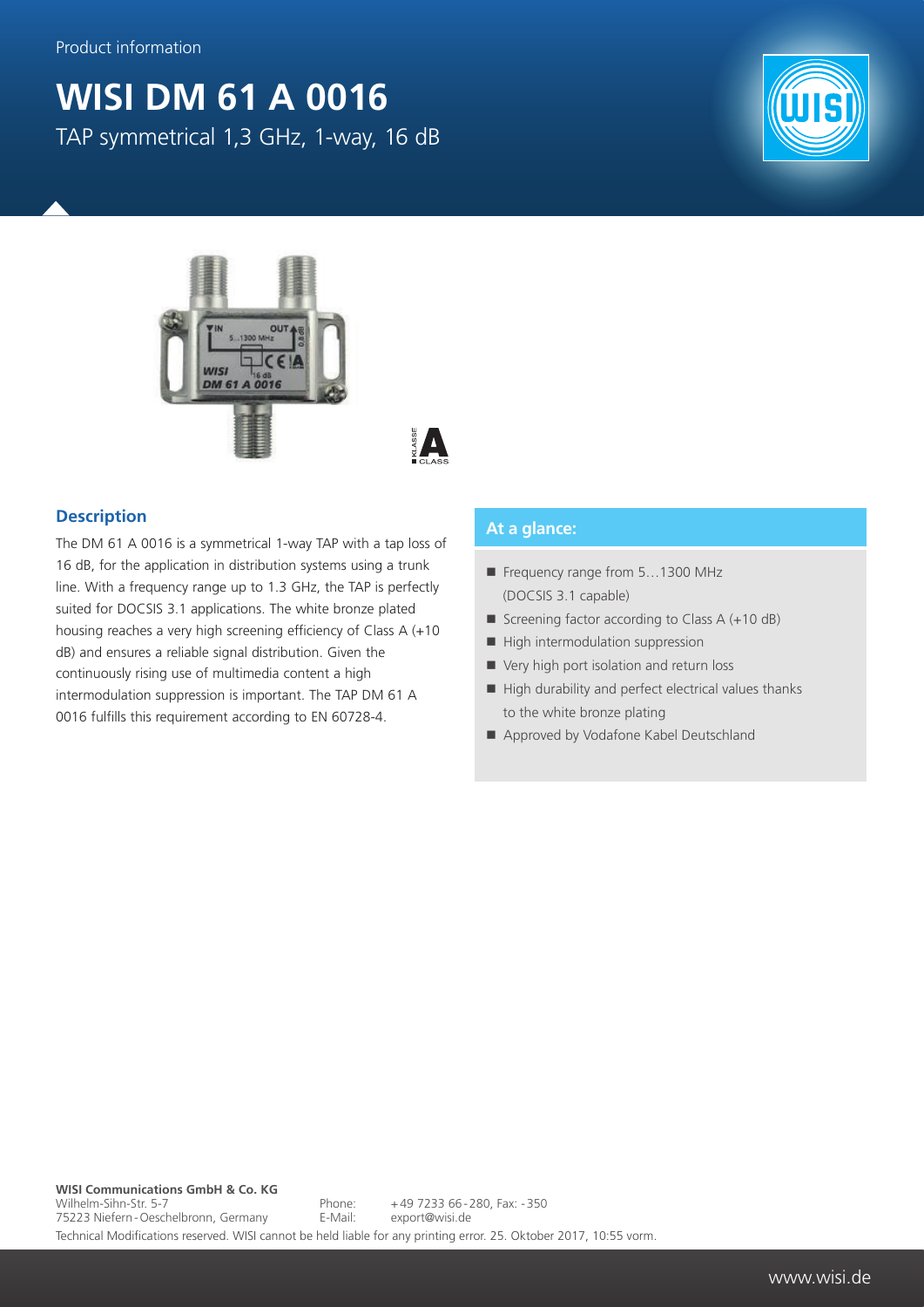Product information

# WISI DM 61 A 0016

TAP symmetrical 1,3 GHz, 1-way, 16 dB

## Description

The DM 61 A 0016 is a symmetrical 1-way TAP with a tap loss of 16 dB, for the application in distribution systems using a trunk line. With a frequency range up to 1.3 GHz, the TAP is perfectly suited for DOCSIS 3.1 applications. The white bronze plated housing reaches a very high screening efficiency of Class A (+10 dB) and ensures a reliable signal distribution. Given the continuously rising use of multimedia content a high intermodulation suppression is important. The TAP DM 61 A 0016 fulfills this requirement according to EN 60728-4.

## At a glance:

- Frequency range from 5…1300 MHz (DOCSIS 3.1 capable)
- Screening factor according to Class A (+10 dB)
- High intermodulation suppression
- Very high port isolation and return loss
- High durability and perfect electrical values thanks to the white bronze plating
- Approved by Vodafone Kabel Deutschland

**WISI Communications GmbH & Co. KG**
Wilhelm-Sihn-Str. 5-7
75223 Niefern-Oeschelbronn, Germany

Phone: +49 7233 66-280, Fax: -350
E-Mail: export@wisi.de

Technical Modifications reserved. WISI cannot be held liable for any printing error. 25. Oktober 2017, 10:55 vorm.

www.wisi.de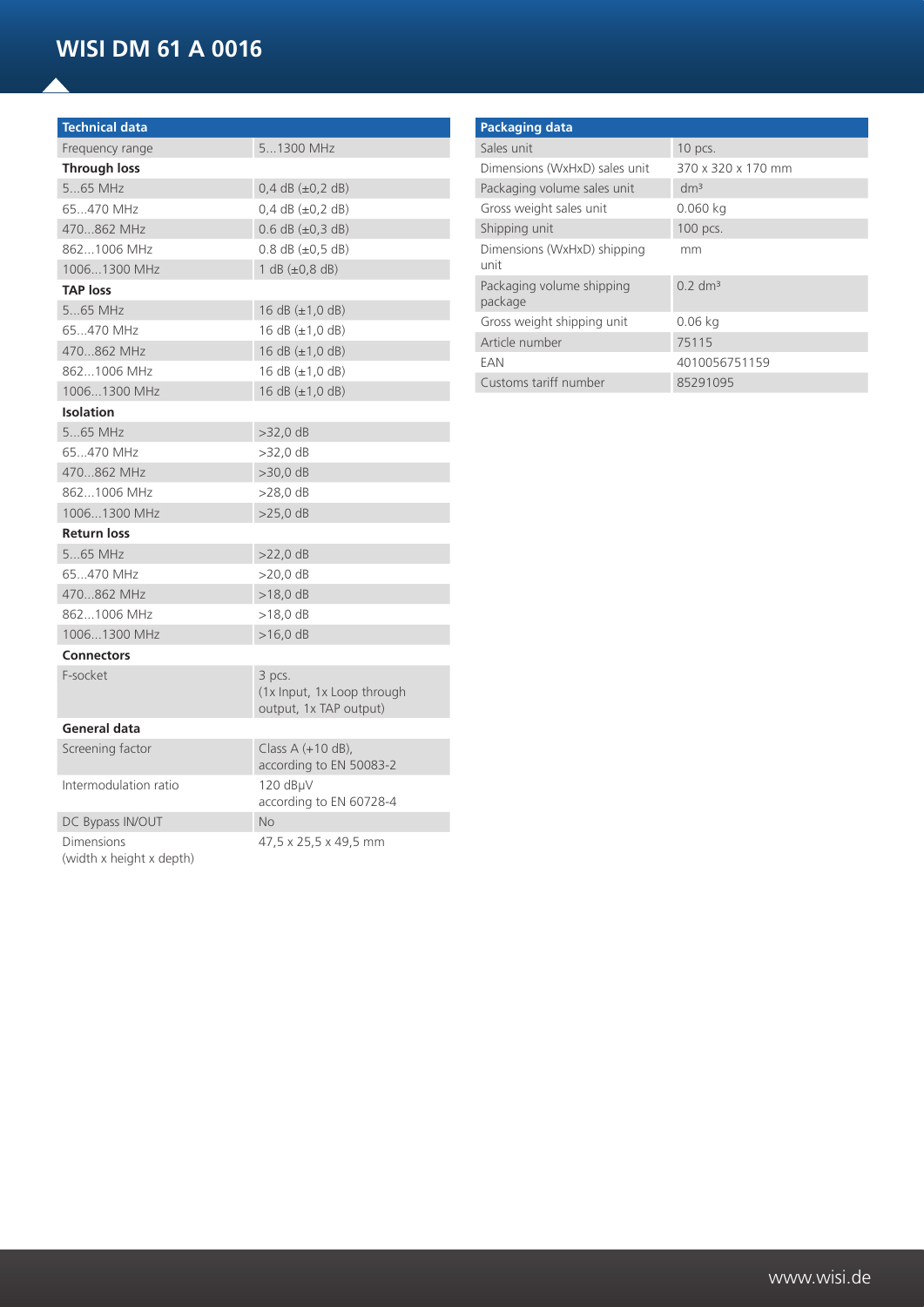# WISI DM 61 A 0016

| Technical data | |
|---|---|
| Frequency range | 5...1300 MHz |
| **Through loss** | |
| 5...65 MHz | 0,4 dB (±0,2 dB) |
| 65...470 MHz | 0,4 dB (±0,2 dB) |
| 470...862 MHz | 0.6 dB (±0,3 dB) |
| 862...1006 MHz | 0.8 dB (±0,5 dB) |
| 1006...1300 MHz | 1 dB (±0,8 dB) |
| **TAP loss** | |
| 5...65 MHz | 16 dB (±1,0 dB) |
| 65...470 MHz | 16 dB (±1,0 dB) |
| 470...862 MHz | 16 dB (±1,0 dB) |
| 862...1006 MHz | 16 dB (±1,0 dB) |
| 1006...1300 MHz | 16 dB (±1,0 dB) |
| **Isolation** | |
| 5...65 MHz | >32,0 dB |
| 65...470 MHz | >32,0 dB |
| 470...862 MHz | >30,0 dB |
| 862...1006 MHz | >28,0 dB |
| 1006...1300 MHz | >25,0 dB |
| **Return loss** | |
| 5...65 MHz | >22,0 dB |
| 65...470 MHz | >20,0 dB |
| 470...862 MHz | >18,0 dB |
| 862...1006 MHz | >18,0 dB |
| 1006...1300 MHz | >16,0 dB |
| **Connectors** | |
| F-socket | 3 pcs. (1x Input, 1x Loop through output, 1x TAP output) |
| **General data** | |
| Screening factor | Class A (+10 dB), according to EN 50083-2 |
| Intermodulation ratio | 120 dBµV according to EN 60728-4 |
| DC Bypass IN/OUT | No |
| Dimensions (width x height x depth) | 47,5 x 25,5 x 49,5 mm |

| Packaging data | |
|---|---|
| Sales unit | 10 pcs. |
| Dimensions (WxHxD) sales unit | 370 x 320 x 170 mm |
| Packaging volume sales unit | dm³ |
| Gross weight sales unit | 0.060 kg |
| Shipping unit | 100 pcs. |
| Dimensions (WxHxD) shipping unit | mm |
| Packaging volume shipping package | 0.2 dm³ |
| Gross weight shipping unit | 0.06 kg |
| Article number | 75115 |
| EAN | 4010056751159 |
| Customs tariff number | 85291095 |